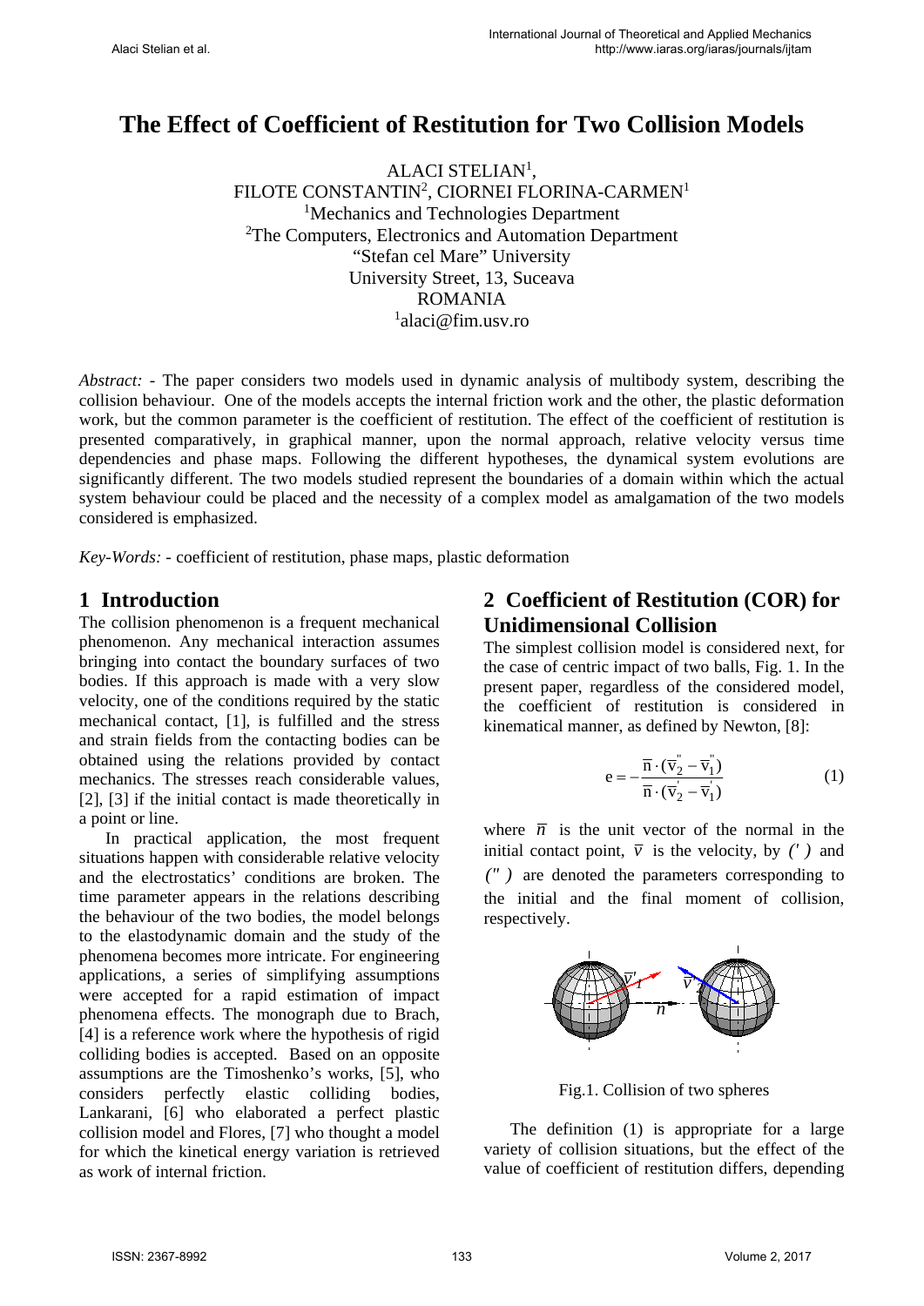# The Effect of Coefficient of Restitution for Two Collision Models

ALACI STELIAN[1], FILOTE CONSTANTIN[2], CIORNEI FLORINA-CARMEN[1]

[1]Mechanics and Technologies Department

[2]The Computers, Electronics and Automation Department

"Stefan cel Mare" University

University Street, 13, Suceava

ROMANIA

[1]alaci@fim.usv.ro

*Abstract:* - The paper considers two models used in dynamic analysis of multibody system, describing the collision behaviour. One of the models accepts the internal friction work and the other, the plastic deformation work, but the common parameter is the coefficient of restitution. The effect of the coefficient of restitution is presented comparatively, in graphical manner, upon the normal approach, relative velocity versus time dependencies and phase maps. Following the different hypotheses, the dynamical system evolutions are significantly different. The two models studied represent the boundaries of a domain within which the actual system behaviour could be placed and the necessity of a complex model as amalgamation of the two models considered is emphasized.

*Key-Words:* - coefficient of restitution, phase maps, plastic deformation

## 1 Introduction

The collision phenomenon is a frequent mechanical phenomenon. Any mechanical interaction assumes bringing into contact the boundary surfaces of two bodies. If this approach is made with a very slow velocity, one of the conditions required by the static mechanical contact, [1], is fulfilled and the stress and strain fields from the contacting bodies can be obtained using the relations provided by contact mechanics. The stresses reach considerable values, [2], [3] if the initial contact is made theoretically in a point or line.

In practical application, the most frequent situations happen with considerable relative velocity and the electrostatics' conditions are broken. The time parameter appears in the relations describing the behaviour of the two bodies, the model belongs to the elastodynamic domain and the study of the phenomena becomes more intricate. For engineering applications, a series of simplifying assumptions were accepted for a rapid estimation of impact phenomena effects. The monograph due to Brach, [4] is a reference work where the hypothesis of rigid colliding bodies is accepted. Based on an opposite assumptions are the Timoshenko's works, [5], who considers perfectly elastic colliding bodies, Lankarani, [6] who elaborated a perfect plastic collision model and Flores, [7] who thought a model for which the kinetical energy variation is retrieved as work of internal friction.

## 2 Coefficient of Restitution (COR) for Unidimensional Collision

The simplest collision model is considered next, for the case of centric impact of two balls, Fig. 1. In the present paper, regardless of the considered model, the coefficient of restitution is considered in kinematical manner, as defined by Newton, [8]:

$$e = -\frac{\overline{n} \cdot (\overline{v}_2^{''} - \overline{v}_1^{''})}{\overline{n} \cdot (\overline{v}_2^{'} - \overline{v}_1^{'})} \qquad (1)$$

where $\overline{n}$ is the unit vector of the normal in the initial contact point, $\overline{v}$ is the velocity, by *( ' )* and *( '' )* are denoted the parameters corresponding to the initial and the final moment of collision, respectively.

Fig.1. Collision of two spheres

The definition (1) is appropriate for a large variety of collision situations, but the effect of the value of coefficient of restitution differs, depending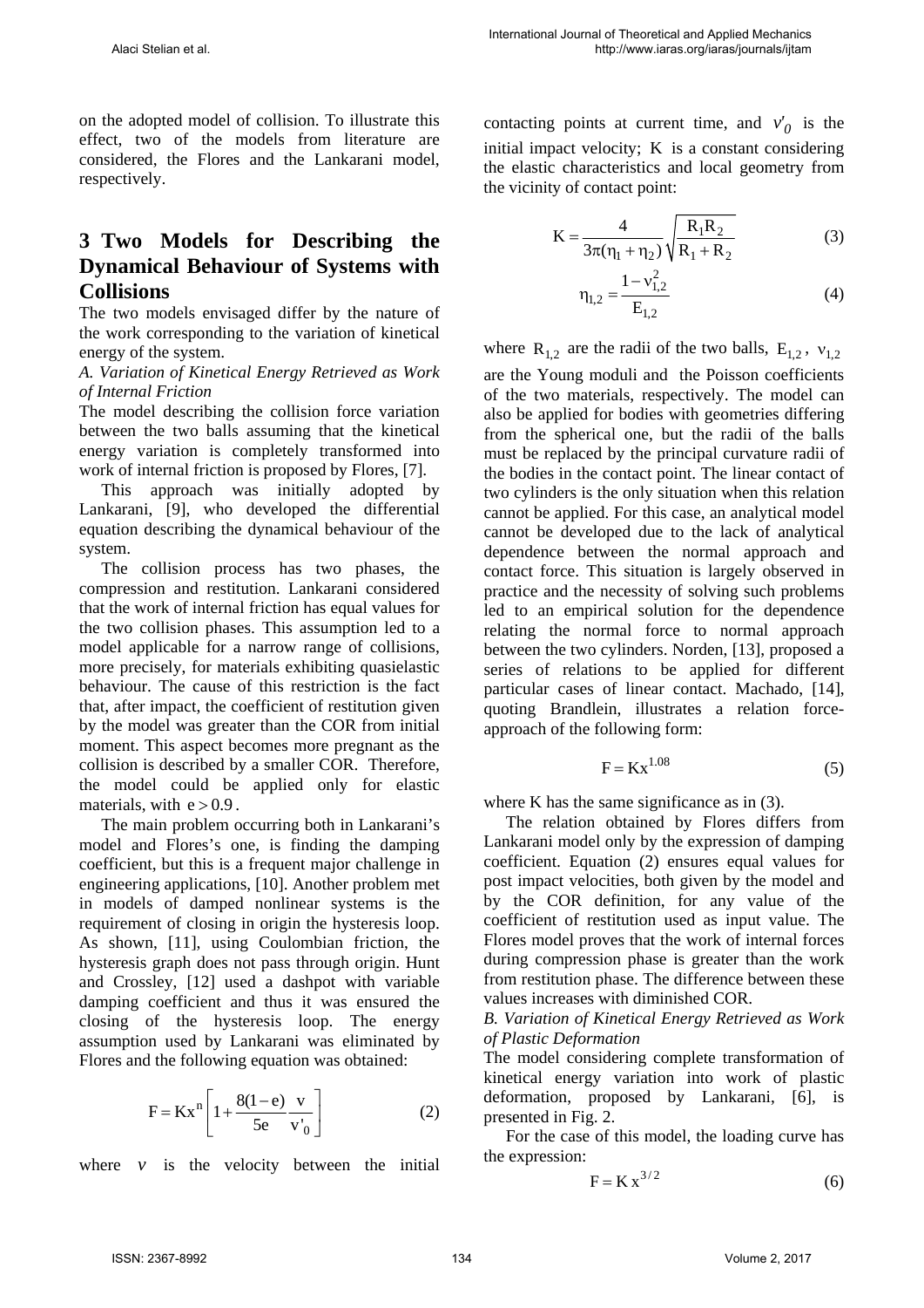on the adopted model of collision. To illustrate this effect, two of the models from literature are considered, the Flores and the Lankarani model, respectively.

## 3 Two Models for Describing the Dynamical Behaviour of Systems with Collisions

The two models envisaged differ by the nature of the work corresponding to the variation of kinetical energy of the system.

*A. Variation of Kinetical Energy Retrieved as Work of Internal Friction*

The model describing the collision force variation between the two balls assuming that the kinetical energy variation is completely transformed into work of internal friction is proposed by Flores, [7].

This approach was initially adopted by Lankarani, [9], who developed the differential equation describing the dynamical behaviour of the system.

The collision process has two phases, the compression and restitution. Lankarani considered that the work of internal friction has equal values for the two collision phases. This assumption led to a model applicable for a narrow range of collisions, more precisely, for materials exhibiting quasielastic behaviour. The cause of this restriction is the fact that, after impact, the coefficient of restitution given by the model was greater than the COR from initial moment. This aspect becomes more pregnant as the collision is described by a smaller COR. Therefore, the model could be applied only for elastic materials, with $e > 0.9$.

The main problem occurring both in Lankarani's model and Flores's one, is finding the damping coefficient, but this is a frequent major challenge in engineering applications, [10]. Another problem met in models of damped nonlinear systems is the requirement of closing in origin the hysteresis loop. As shown, [11], using Coulombian friction, the hysteresis graph does not pass through origin. Hunt and Crossley, [12] used a dashpot with variable damping coefficient and thus it was ensured the closing of the hysteresis loop. The energy assumption used by Lankarani was eliminated by Flores and the following equation was obtained:

$$F = Kx^n \left[ 1 + \frac{8(1-e)}{5e} \frac{v}{v'_0} \right] \tag{2}$$

where $v$ is the velocity between the initial contacting points at current time, and $v'_0$ is the initial impact velocity; $K$ is a constant considering the elastic characteristics and local geometry from the vicinity of contact point:

$$K = \frac{4}{3\pi(\eta_1 + \eta_2)} \sqrt{\frac{R_1 R_2}{R_1 + R_2}} \tag{3}$$

$$\eta_{1,2} = \frac{1 - \nu_{1,2}^2}{E_{1,2}} \tag{4}$$

where $R_{1,2}$ are the radii of the two balls, $E_{1,2}$, $\nu_{1,2}$ are the Young moduli and the Poisson coefficients of the two materials, respectively. The model can also be applied for bodies with geometries differing from the spherical one, but the radii of the balls must be replaced by the principal curvature radii of the bodies in the contact point. The linear contact of two cylinders is the only situation when this relation cannot be applied. For this case, an analytical model cannot be developed due to the lack of analytical dependence between the normal approach and contact force. This situation is largely observed in practice and the necessity of solving such problems led to an empirical solution for the dependence relating the normal force to normal approach between the two cylinders. Norden, [13], proposed a series of relations to be applied for different particular cases of linear contact. Machado, [14], quoting Brandlein, illustrates a relation force-approach of the following form:

$$F = Kx^{1.08} \tag{5}$$

where K has the same significance as in (3).

The relation obtained by Flores differs from Lankarani model only by the expression of damping coefficient. Equation (2) ensures equal values for post impact velocities, both given by the model and by the COR definition, for any value of the coefficient of restitution used as input value. The Flores model proves that the work of internal forces during compression phase is greater than the work from restitution phase. The difference between these values increases with diminished COR.

*B. Variation of Kinetical Energy Retrieved as Work of Plastic Deformation*

The model considering complete transformation of kinetical energy variation into work of plastic deformation, proposed by Lankarani, [6], is presented in Fig. 2.

For the case of this model, the loading curve has the expression:

$$F = K\,x^{3/2} \tag{6}$$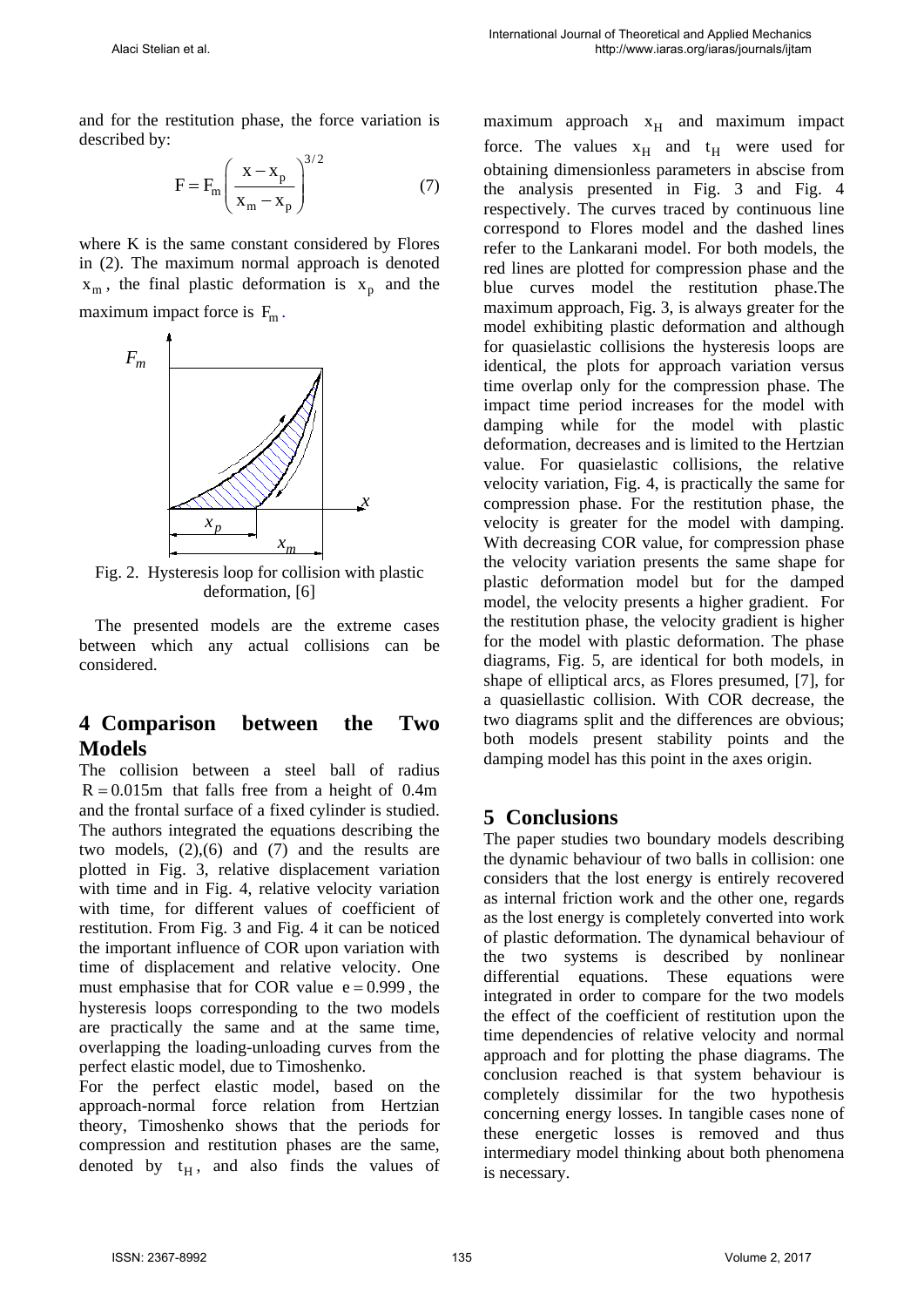and for the restitution phase, the force variation is described by:

$$F = F_m \left( \frac{x - x_p}{x_m - x_p} \right)^{3/2} \qquad (7)$$

where K is the same constant considered by Flores in (2). The maximum normal approach is denoted $x_m$, the final plastic deformation is $x_p$ and the maximum impact force is $F_m$.

Fig. 2. Hysteresis loop for collision with plastic deformation, [6]

The presented models are the extreme cases between which any actual collisions can be considered.

## 4 Comparison between the Two Models

The collision between a steel ball of radius $R = 0.015\text{m}$ that falls free from a height of $0.4\text{m}$ and the frontal surface of a fixed cylinder is studied. The authors integrated the equations describing the two models, (2),(6) and (7) and the results are plotted in Fig. 3, relative displacement variation with time and in Fig. 4, relative velocity variation with time, for different values of coefficient of restitution. From Fig. 3 and Fig. 4 it can be noticed the important influence of COR upon variation with time of displacement and relative velocity. One must emphasise that for COR value $e = 0.999$, the hysteresis loops corresponding to the two models are practically the same and at the same time, overlapping the loading-unloading curves from the perfect elastic model, due to Timoshenko.

For the perfect elastic model, based on the approach-normal force relation from Hertzian theory, Timoshenko shows that the periods for compression and restitution phases are the same, denoted by $t_H$, and also finds the values of maximum approach $x_H$ and maximum impact force. The values $x_H$ and $t_H$ were used for obtaining dimensionless parameters in abscise from the analysis presented in Fig. 3 and Fig. 4 respectively. The curves traced by continuous line correspond to Flores model and the dashed lines refer to the Lankarani model. For both models, the red lines are plotted for compression phase and the blue curves model the restitution phase.The maximum approach, Fig. 3, is always greater for the model exhibiting plastic deformation and although for quasielastic collisions the hysteresis loops are identical, the plots for approach variation versus time overlap only for the compression phase. The impact time period increases for the model with damping while for the model with plastic deformation, decreases and is limited to the Hertzian value. For quasielastic collisions, the relative velocity variation, Fig. 4, is practically the same for compression phase. For the restitution phase, the velocity is greater for the model with damping. With decreasing COR value, for compression phase the velocity variation presents the same shape for plastic deformation model but for the damped model, the velocity presents a higher gradient. For the restitution phase, the velocity gradient is higher for the model with plastic deformation. The phase diagrams, Fig. 5, are identical for both models, in shape of elliptical arcs, as Flores presumed, [7], for a quasiellastic collision. With COR decrease, the two diagrams split and the differences are obvious; both models present stability points and the damping model has this point in the axes origin.

## 5 Conclusions

The paper studies two boundary models describing the dynamic behaviour of two balls in collision: one considers that the lost energy is entirely recovered as internal friction work and the other one, regards as the lost energy is completely converted into work of plastic deformation. The dynamical behaviour of the two systems is described by nonlinear differential equations. These equations were integrated in order to compare for the two models the effect of the coefficient of restitution upon the time dependencies of relative velocity and normal approach and for plotting the phase diagrams. The conclusion reached is that system behaviour is completely dissimilar for the two hypothesis concerning energy losses. In tangible cases none of these energetic losses is removed and thus intermediary model thinking about both phenomena is necessary.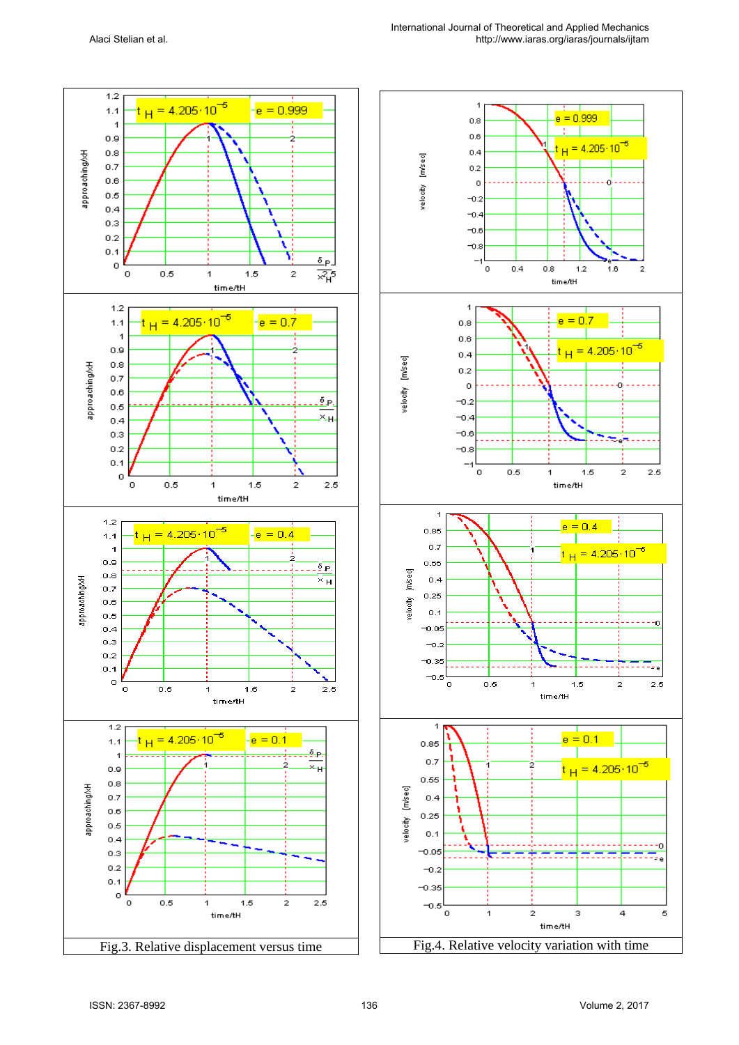Fig.3. Relative displacement versus time

Fig.4. Relative velocity variation with time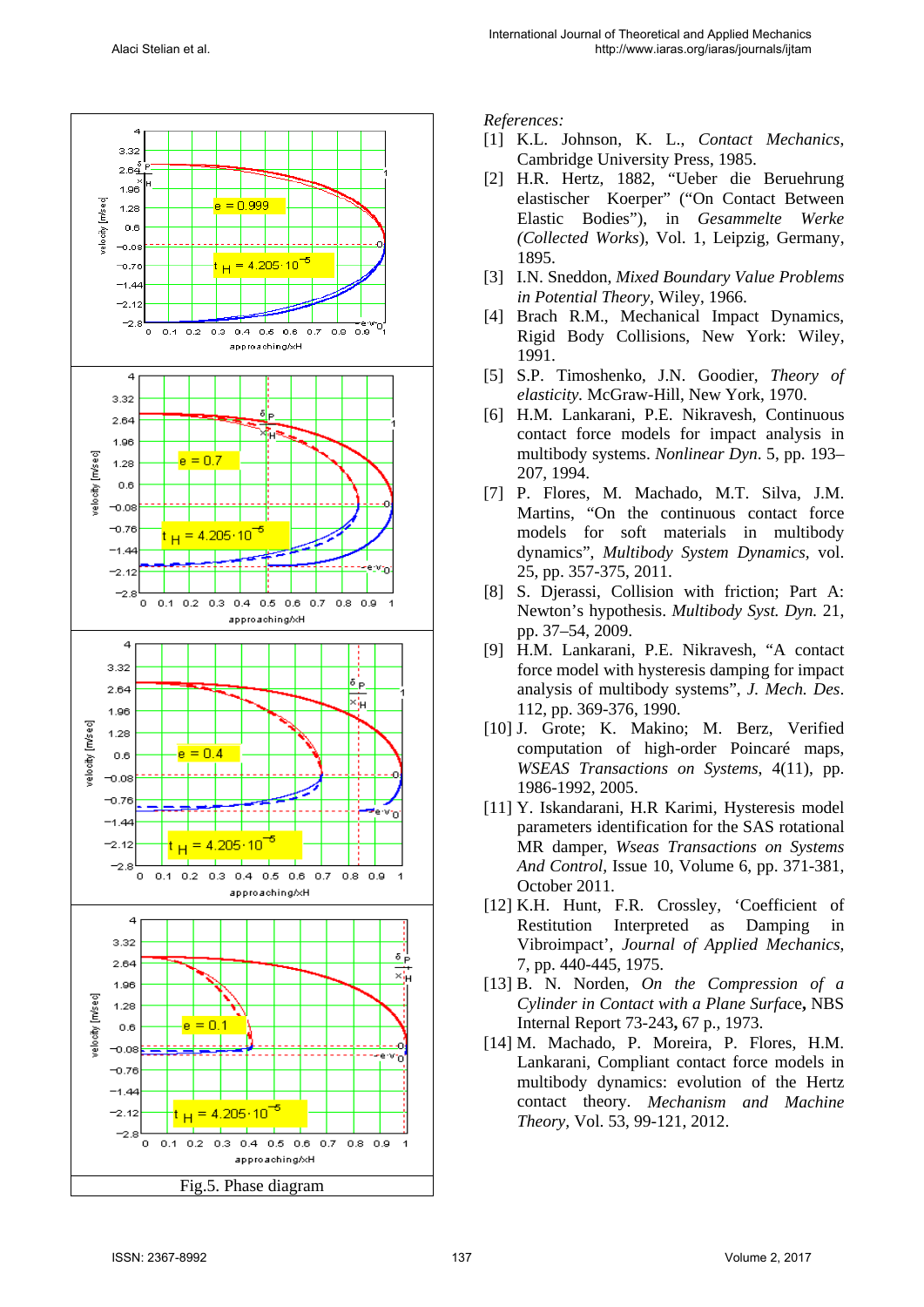4
3.32
2.64
1.96
1.28
0.6
−0.08
−0.76
−1.44
−2.12
−2.8
velocity [m/sec]
e = 0.999
$t_H = 4.205 \cdot 10^{-5}$
δ P
× H
1
0
−e·v0
0 0.1 0.2 0.3 0.4 0.5 0.6 0.7 0.8 0.9 1
approaching/xH

4
3.32
2.64
1.96
1.28
0.6
−0.08
−0.76
−1.44
−2.12
−2.8
velocity [m/sec]
e = 0.7
$t_H = 4.205 \cdot 10^{-5}$
δ P
× H
1
0
−e·v0
0 0.1 0.2 0.3 0.4 0.5 0.6 0.7 0.8 0.9 1
approaching/xH

4
3.32
2.64
1.96
1.28
0.6
−0.08
−0.76
−1.44
−2.12
−2.8
velocity [m/sec]
e = 0.4
$t_H = 4.205 \cdot 10^{-5}$
δ P
× H
1
0
−e·v0
0 0.1 0.2 0.3 0.4 0.5 0.6 0.7 0.8 0.9 1
approaching/xH

4
3.32
2.64
1.96
1.28
0.6
−0.08
−0.76
−1.44
−2.12
−2.8
velocity [m/sec]
e = 0.1
$t_H = 4.205 \cdot 10^{-5}$
δ P
× H
0
−e·v0
0 0.1 0.2 0.3 0.4 0.5 0.6 0.7 0.8 0.9 1
approaching/xH

Fig.5. Phase diagram

*References:*

[1] K.L. Johnson, K. L., *Contact Mechanics*, Cambridge University Press, 1985.

[2] H.R. Hertz, 1882, "Ueber die Beruehrung elastischer Koerper" ("On Contact Between Elastic Bodies"), in *Gesammelte Werke (Collected Works*), Vol. 1, Leipzig, Germany, 1895.

[3] I.N. Sneddon, *Mixed Boundary Value Problems in Potential Theory*, Wiley, 1966.

[4] Brach R.M., Mechanical Impact Dynamics, Rigid Body Collisions, New York: Wiley, 1991.

[5] S.P. Timoshenko, J.N. Goodier, *Theory of elasticity*. McGraw-Hill, New York, 1970.

[6] H.M. Lankarani, P.E. Nikravesh, Continuous contact force models for impact analysis in multibody systems. *Nonlinear Dyn*. 5, pp. 193–207, 1994.

[7] P. Flores, M. Machado, M.T. Silva, J.M. Martins, "On the continuous contact force models for soft materials in multibody dynamics", *Multibody System Dynamics*, vol. 25, pp. 357-375, 2011.

[8] S. Djerassi, Collision with friction; Part A: Newton's hypothesis. *Multibody Syst. Dyn.* 21, pp. 37–54, 2009.

[9] H.M. Lankarani, P.E. Nikravesh, "A contact force model with hysteresis damping for impact analysis of multibody systems", *J. Mech. Des*. 112, pp. 369-376, 1990.

[10] J. Grote; K. Makino; M. Berz, Verified computation of high-order Poincaré maps, *WSEAS Transactions on Systems*, 4(11), pp. 1986-1992, 2005.

[11] Y. Iskandarani, H.R Karimi, Hysteresis model parameters identification for the SAS rotational MR damper, *Wseas Transactions on Systems And Control*, Issue 10, Volume 6, pp. 371-381, October 2011.

[12] K.H. Hunt, F.R. Crossley, 'Coefficient of Restitution Interpreted as Damping in Vibroimpact', *Journal of Applied Mechanics*, 7, pp. 440-445, 1975.

[13] B. N. Norden, *On the Compression of a Cylinder in Contact with a Plane Surface*, NBS Internal Report 73-243, 67 p., 1973.

[14] M. Machado, P. Moreira, P. Flores, H.M. Lankarani, Compliant contact force models in multibody dynamics: evolution of the Hertz contact theory. *Mechanism and Machine Theory*, Vol. 53, 99-121, 2012.